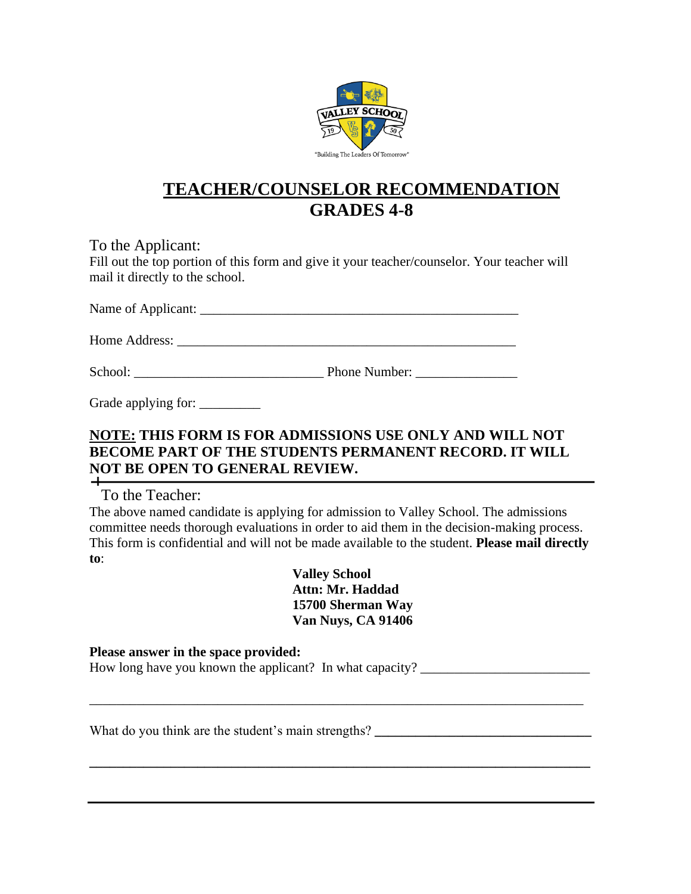# TEACHER/COUNSELOR RECOMMENDATION
## GRADES 4-8

To the Applicant:
Fill out the top portion of this form and give it your teacher/counselor. Your teacher will mail it directly to the school.

Name of Applicant: _______________________________________________

Home Address: _______________________________________________

School: ____________________________ Phone Number: _______________

Grade applying for: _________

**NOTE: THIS FORM IS FOR ADMISSIONS USE ONLY AND WILL NOT BECOME PART OF THE STUDENTS PERMANENT RECORD. IT WILL NOT BE OPEN TO GENERAL REVIEW.**

---

To the Teacher:
The above named candidate is applying for admission to Valley School. The admissions committee needs thorough evaluations in order to aid them in the decision-making process. This form is confidential and will not be made available to the student. **Please mail directly to**:

**Valley School**
**Attn: Mr. Haddad**
**15700 Sherman Way**
**Van Nuys, CA 91406**

**Please answer in the space provided:**
How long have you known the applicant? In what capacity? _________________________

_________________________________________________________________________

What do you think are the student's main strengths? _______________________________

_________________________________________________________________________

_________________________________________________________________________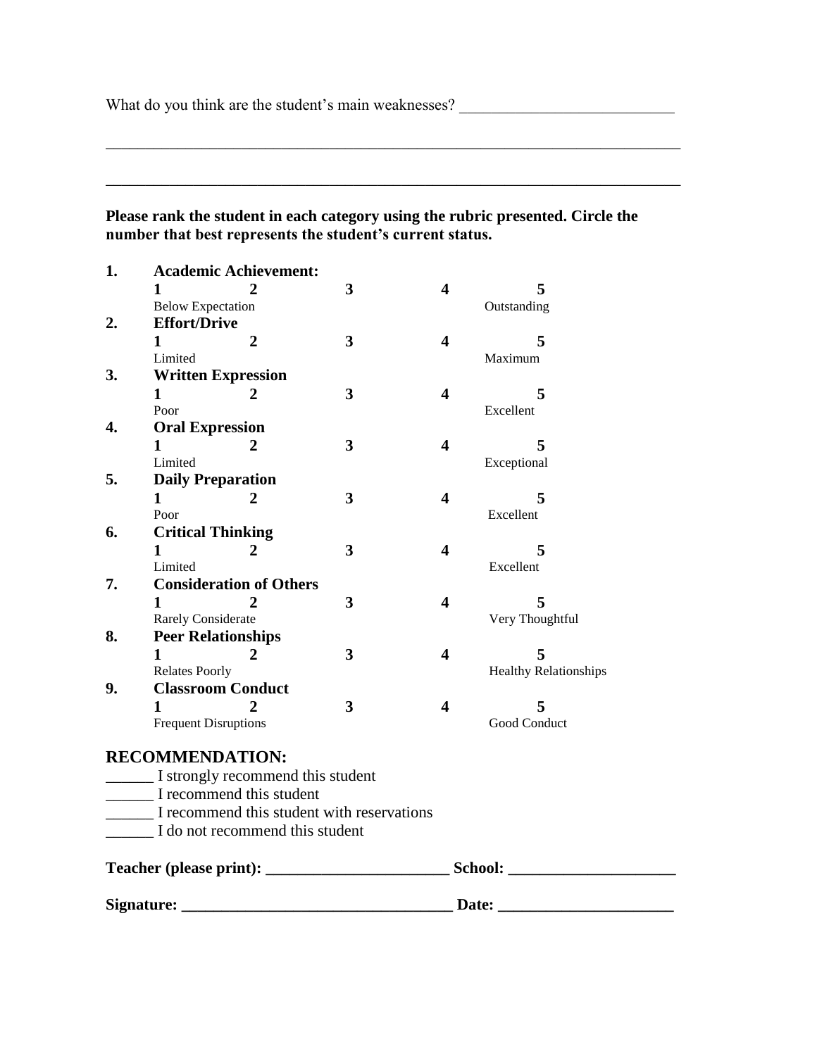What do you think are the student's main weaknesses? ___________________________

_____________________________________________________________________________

_____________________________________________________________________________

**Please rank the student in each category using the rubric presented. Circle the number that best represents the student's current status.**

**1. Academic Achievement:**

| | | | | |
|---|---|---|---|---|
| **1** | **2** | **3** | **4** | **5** |
| Below Expectation | | | | Outstanding |

**2. Effort/Drive**

| | | | | |
|---|---|---|---|---|
| **1** | **2** | **3** | **4** | **5** |
| Limited | | | | Maximum |

**3. Written Expression**

| | | | | |
|---|---|---|---|---|
| **1** | **2** | **3** | **4** | **5** |
| Poor | | | | Excellent |

**4. Oral Expression**

| | | | | |
|---|---|---|---|---|
| **1** | **2** | **3** | **4** | **5** |
| Limited | | | | Exceptional |

**5. Daily Preparation**

| | | | | |
|---|---|---|---|---|
| **1** | **2** | **3** | **4** | **5** |
| Poor | | | | Excellent |

**6. Critical Thinking**

| | | | | |
|---|---|---|---|---|
| **1** | **2** | **3** | **4** | **5** |
| Limited | | | | Excellent |

**7. Consideration of Others**

| | | | | |
|---|---|---|---|---|
| **1** | **2** | **3** | **4** | **5** |
| Rarely Considerate | | | | Very Thoughtful |

**8. Peer Relationships**

| | | | | |
|---|---|---|---|---|
| **1** | **2** | **3** | **4** | **5** |
| Relates Poorly | | | | Healthy Relationships |

**9. Classroom Conduct**

| | | | | |
|---|---|---|---|---|
| **1** | **2** | **3** | **4** | **5** |
| Frequent Disruptions | | | | Good Conduct |

## RECOMMENDATION:

______ I strongly recommend this student

______ I recommend this student

______ I recommend this student with reservations

______ I do not recommend this student

**Teacher (please print): ________________________ School: _____________________**

**Signature: __________________________________ Date: ______________________**